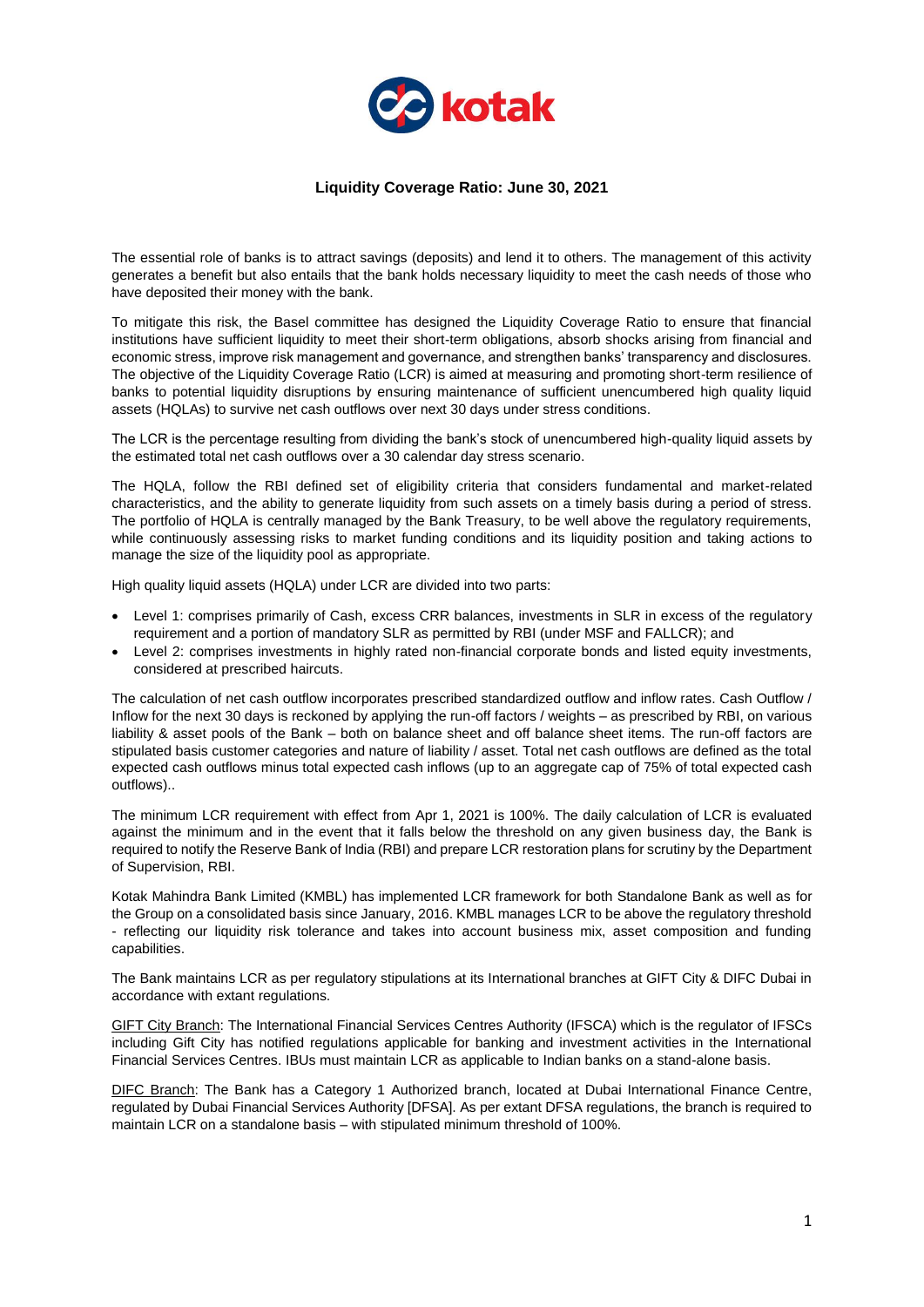# Liquidity Coverage Ratio: June 30, 2021

The essential role of banks is to attract savings (deposits) and lend it to others. The management of this activity generates a benefit but also entails that the bank holds necessary liquidity to meet the cash needs of those who have deposited their money with the bank.

To mitigate this risk, the Basel committee has designed the Liquidity Coverage Ratio to ensure that financial institutions have sufficient liquidity to meet their short-term obligations, absorb shocks arising from financial and economic stress, improve risk management and governance, and strengthen banks' transparency and disclosures. The objective of the Liquidity Coverage Ratio (LCR) is aimed at measuring and promoting short-term resilience of banks to potential liquidity disruptions by ensuring maintenance of sufficient unencumbered high quality liquid assets (HQLAs) to survive net cash outflows over next 30 days under stress conditions.

The LCR is the percentage resulting from dividing the bank's stock of unencumbered high-quality liquid assets by the estimated total net cash outflows over a 30 calendar day stress scenario.

The HQLA, follow the RBI defined set of eligibility criteria that considers fundamental and market-related characteristics, and the ability to generate liquidity from such assets on a timely basis during a period of stress. The portfolio of HQLA is centrally managed by the Bank Treasury, to be well above the regulatory requirements, while continuously assessing risks to market funding conditions and its liquidity position and taking actions to manage the size of the liquidity pool as appropriate.

High quality liquid assets (HQLA) under LCR are divided into two parts:

- Level 1: comprises primarily of Cash, excess CRR balances, investments in SLR in excess of the regulatory requirement and a portion of mandatory SLR as permitted by RBI (under MSF and FALLCR); and
- Level 2: comprises investments in highly rated non-financial corporate bonds and listed equity investments, considered at prescribed haircuts.

The calculation of net cash outflow incorporates prescribed standardized outflow and inflow rates. Cash Outflow / Inflow for the next 30 days is reckoned by applying the run-off factors / weights – as prescribed by RBI, on various liability & asset pools of the Bank – both on balance sheet and off balance sheet items. The run-off factors are stipulated basis customer categories and nature of liability / asset. Total net cash outflows are defined as the total expected cash outflows minus total expected cash inflows (up to an aggregate cap of 75% of total expected cash outflows)..

The minimum LCR requirement with effect from Apr 1, 2021 is 100%. The daily calculation of LCR is evaluated against the minimum and in the event that it falls below the threshold on any given business day, the Bank is required to notify the Reserve Bank of India (RBI) and prepare LCR restoration plans for scrutiny by the Department of Supervision, RBI.

Kotak Mahindra Bank Limited (KMBL) has implemented LCR framework for both Standalone Bank as well as for the Group on a consolidated basis since January, 2016. KMBL manages LCR to be above the regulatory threshold - reflecting our liquidity risk tolerance and takes into account business mix, asset composition and funding capabilities.

The Bank maintains LCR as per regulatory stipulations at its International branches at GIFT City & DIFC Dubai in accordance with extant regulations.

GIFT City Branch: The International Financial Services Centres Authority (IFSCA) which is the regulator of IFSCs including Gift City has notified regulations applicable for banking and investment activities in the International Financial Services Centres. IBUs must maintain LCR as applicable to Indian banks on a stand-alone basis.

DIFC Branch: The Bank has a Category 1 Authorized branch, located at Dubai International Finance Centre, regulated by Dubai Financial Services Authority [DFSA]. As per extant DFSA regulations, the branch is required to maintain LCR on a standalone basis – with stipulated minimum threshold of 100%.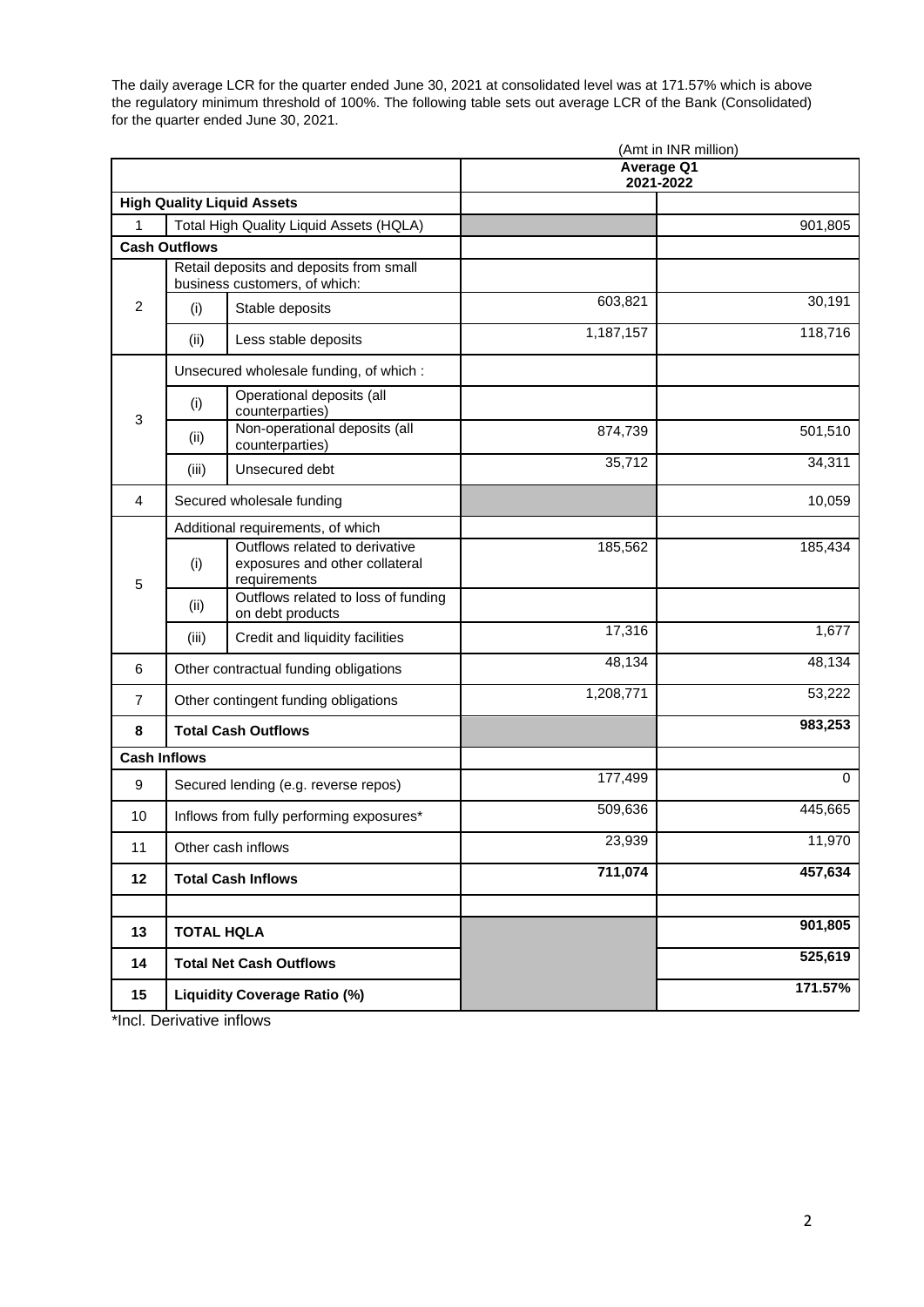The daily average LCR for the quarter ended June 30, 2021 at consolidated level was at 171.57% which is above the regulatory minimum threshold of 100%. The following table sets out average LCR of the Bank (Consolidated) for the quarter ended June 30, 2021.

(Amt in INR million)

| | | | Average Q1 2021-2022 | |
|---|---|---|---|---|
| **High Quality Liquid Assets** | | | | |
| 1 | Total High Quality Liquid Assets (HQLA) | | | 901,805 |
| **Cash Outflows** | | | | |
| 2 | Retail deposits and deposits from small business customers, of which: | | | |
| | (i) | Stable deposits | 603,821 | 30,191 |
| | (ii) | Less stable deposits | 1,187,157 | 118,716 |
| 3 | Unsecured wholesale funding, of which : | | | |
| | (i) | Operational deposits (all counterparties) | | |
| | (ii) | Non-operational deposits (all counterparties) | 874,739 | 501,510 |
| | (iii) | Unsecured debt | 35,712 | 34,311 |
| 4 | Secured wholesale funding | | | 10,059 |
| 5 | Additional requirements, of which | | | |
| | (i) | Outflows related to derivative exposures and other collateral requirements | 185,562 | 185,434 |
| | (ii) | Outflows related to loss of funding on debt products | | |
| | (iii) | Credit and liquidity facilities | 17,316 | 1,677 |
| 6 | Other contractual funding obligations | | 48,134 | 48,134 |
| 7 | Other contingent funding obligations | | 1,208,771 | 53,222 |
| **8** | **Total Cash Outflows** | | | **983,253** |
| **Cash Inflows** | | | | |
| 9 | Secured lending (e.g. reverse repos) | | 177,499 | 0 |
| 10 | Inflows from fully performing exposures* | | 509,636 | 445,665 |
| 11 | Other cash inflows | | 23,939 | 11,970 |
| **12** | **Total Cash Inflows** | | **711,074** | **457,634** |
| | | | | |
| **13** | **TOTAL HQLA** | | | **901,805** |
| **14** | **Total Net Cash Outflows** | | | **525,619** |
| **15** | **Liquidity Coverage Ratio (%)** | | | **171.57%** |

*Incl. Derivative inflows